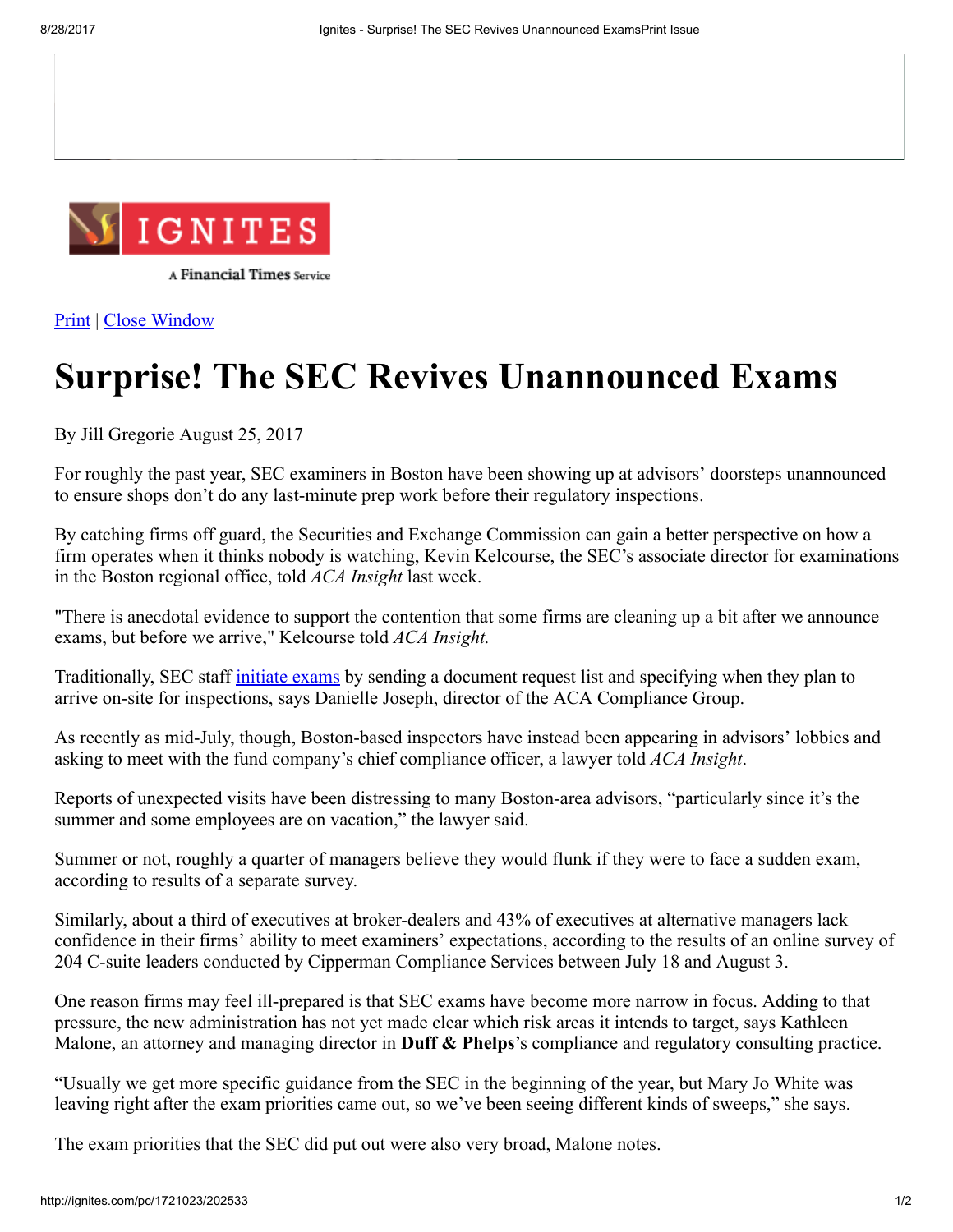IGNITES

A Financial Times Service

Print | Close Window

# Surprise! The SEC Revives Unannounced Exams

By Jill Gregorie August 25, 2017

For roughly the past year, SEC examiners in Boston have been showing up at advisors' doorsteps unannounced to ensure shops don't do any last-minute prep work before their regulatory inspections.

By catching firms off guard, the Securities and Exchange Commission can gain a better perspective on how a firm operates when it thinks nobody is watching, Kevin Kelcourse, the SEC's associate director for examinations in the Boston regional office, told *ACA Insight* last week.

"There is anecdotal evidence to support the contention that some firms are cleaning up a bit after we announce exams, but before we arrive," Kelcourse told *ACA Insight.*

Traditionally, SEC staff initiate exams by sending a document request list and specifying when they plan to arrive on-site for inspections, says Danielle Joseph, director of the ACA Compliance Group.

As recently as mid-July, though, Boston-based inspectors have instead been appearing in advisors' lobbies and asking to meet with the fund company's chief compliance officer, a lawyer told *ACA Insight*.

Reports of unexpected visits have been distressing to many Boston-area advisors, "particularly since it's the summer and some employees are on vacation," the lawyer said.

Summer or not, roughly a quarter of managers believe they would flunk if they were to face a sudden exam, according to results of a separate survey.

Similarly, about a third of executives at broker-dealers and 43% of executives at alternative managers lack confidence in their firms' ability to meet examiners' expectations, according to the results of an online survey of 204 C-suite leaders conducted by Cipperman Compliance Services between July 18 and August 3.

One reason firms may feel ill-prepared is that SEC exams have become more narrow in focus. Adding to that pressure, the new administration has not yet made clear which risk areas it intends to target, says Kathleen Malone, an attorney and managing director in **Duff & Phelps**'s compliance and regulatory consulting practice.

"Usually we get more specific guidance from the SEC in the beginning of the year, but Mary Jo White was leaving right after the exam priorities came out, so we've been seeing different kinds of sweeps," she says.

The exam priorities that the SEC did put out were also very broad, Malone notes.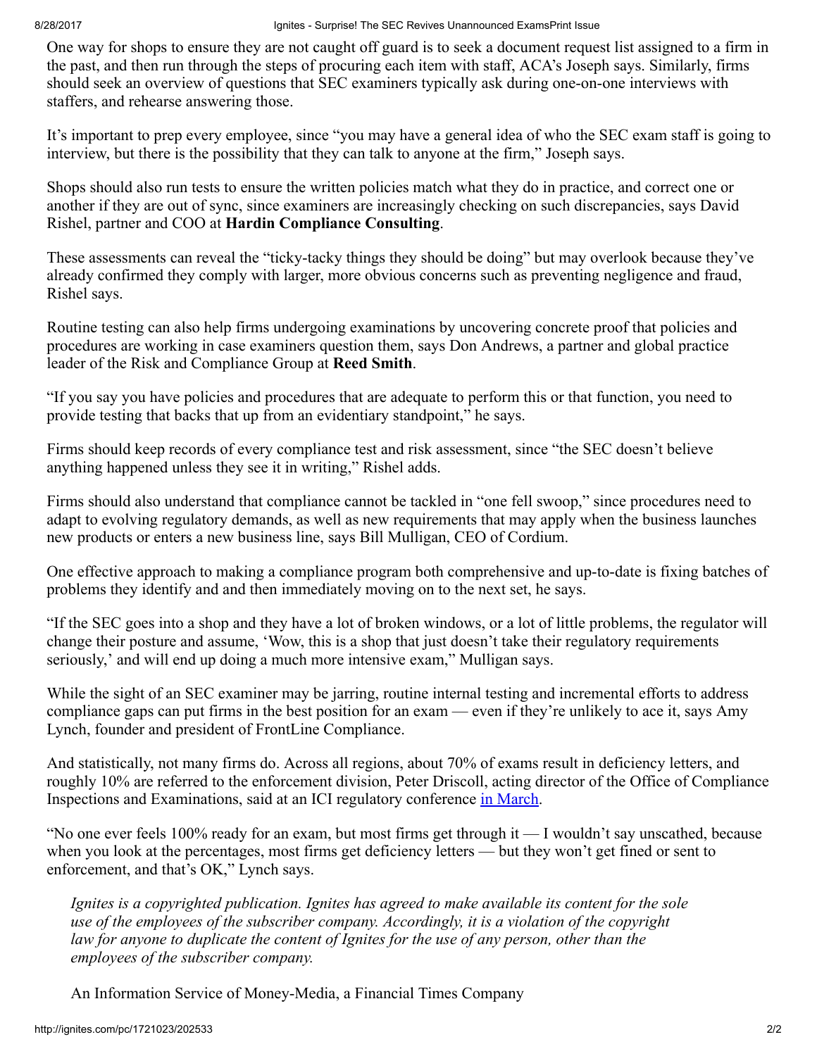One way for shops to ensure they are not caught off guard is to seek a document request list assigned to a firm in the past, and then run through the steps of procuring each item with staff, ACA's Joseph says. Similarly, firms should seek an overview of questions that SEC examiners typically ask during one-on-one interviews with staffers, and rehearse answering those.

It's important to prep every employee, since "you may have a general idea of who the SEC exam staff is going to interview, but there is the possibility that they can talk to anyone at the firm," Joseph says.

Shops should also run tests to ensure the written policies match what they do in practice, and correct one or another if they are out of sync, since examiners are increasingly checking on such discrepancies, says David Rishel, partner and COO at **Hardin Compliance Consulting**.

These assessments can reveal the "ticky-tacky things they should be doing" but may overlook because they've already confirmed they comply with larger, more obvious concerns such as preventing negligence and fraud, Rishel says.

Routine testing can also help firms undergoing examinations by uncovering concrete proof that policies and procedures are working in case examiners question them, says Don Andrews, a partner and global practice leader of the Risk and Compliance Group at **Reed Smith**.

"If you say you have policies and procedures that are adequate to perform this or that function, you need to provide testing that backs that up from an evidentiary standpoint," he says.

Firms should keep records of every compliance test and risk assessment, since "the SEC doesn't believe anything happened unless they see it in writing," Rishel adds.

Firms should also understand that compliance cannot be tackled in "one fell swoop," since procedures need to adapt to evolving regulatory demands, as well as new requirements that may apply when the business launches new products or enters a new business line, says Bill Mulligan, CEO of Cordium.

One effective approach to making a compliance program both comprehensive and up-to-date is fixing batches of problems they identify and and then immediately moving on to the next set, he says.

"If the SEC goes into a shop and they have a lot of broken windows, or a lot of little problems, the regulator will change their posture and assume, 'Wow, this is a shop that just doesn't take their regulatory requirements seriously,' and will end up doing a much more intensive exam," Mulligan says.

While the sight of an SEC examiner may be jarring, routine internal testing and incremental efforts to address compliance gaps can put firms in the best position for an exam — even if they're unlikely to ace it, says Amy Lynch, founder and president of FrontLine Compliance.

And statistically, not many firms do. Across all regions, about 70% of exams result in deficiency letters, and roughly 10% are referred to the enforcement division, Peter Driscoll, acting director of the Office of Compliance Inspections and Examinations, said at an ICI regulatory conference in March.

"No one ever feels 100% ready for an exam, but most firms get through it — I wouldn't say unscathed, because when you look at the percentages, most firms get deficiency letters — but they won't get fined or sent to enforcement, and that's OK," Lynch says.

*Ignites is a copyrighted publication. Ignites has agreed to make available its content for the sole use of the employees of the subscriber company. Accordingly, it is a violation of the copyright law for anyone to duplicate the content of Ignites for the use of any person, other than the employees of the subscriber company.*

An Information Service of Money-Media, a Financial Times Company